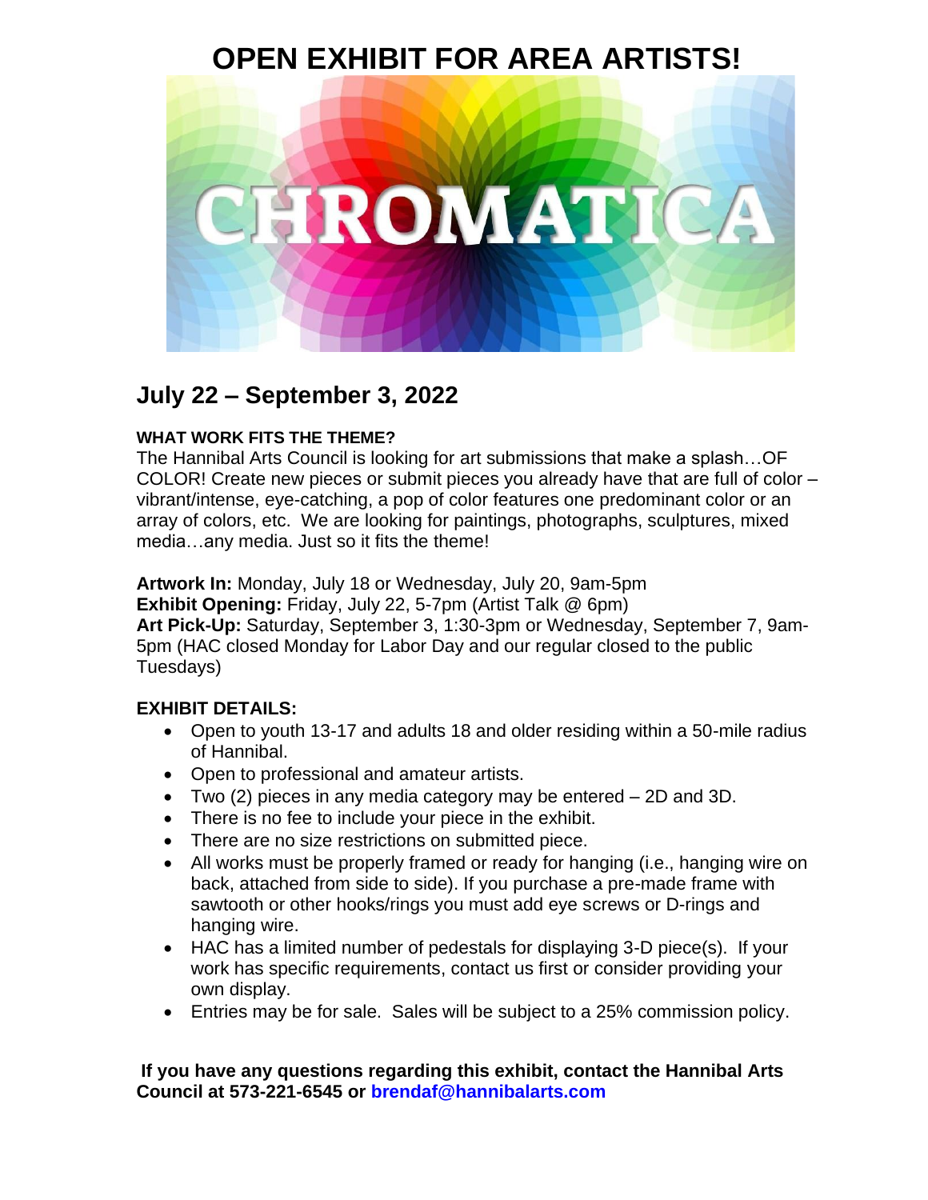# OPEN EXHIBIT FOR AREA ARTISTS!

CHROMATICA

## July 22 – September 3, 2022

**WHAT WORK FITS THE THEME?**

The Hannibal Arts Council is looking for art submissions that make a splash…OF COLOR! Create new pieces or submit pieces you already have that are full of color – vibrant/intense, eye-catching, a pop of color features one predominant color or an array of colors, etc. We are looking for paintings, photographs, sculptures, mixed media…any media. Just so it fits the theme!

**Artwork In:** Monday, July 18 or Wednesday, July 20, 9am-5pm
**Exhibit Opening:** Friday, July 22, 5-7pm (Artist Talk @ 6pm)
**Art Pick-Up:** Saturday, September 3, 1:30-3pm or Wednesday, September 7, 9am-5pm (HAC closed Monday for Labor Day and our regular closed to the public Tuesdays)

**EXHIBIT DETAILS:**

- Open to youth 13-17 and adults 18 and older residing within a 50-mile radius of Hannibal.
- Open to professional and amateur artists.
- Two (2) pieces in any media category may be entered – 2D and 3D.
- There is no fee to include your piece in the exhibit.
- There are no size restrictions on submitted piece.
- All works must be properly framed or ready for hanging (i.e., hanging wire on back, attached from side to side). If you purchase a pre-made frame with sawtooth or other hooks/rings you must add eye screws or D-rings and hanging wire.
- HAC has a limited number of pedestals for displaying 3-D piece(s). If your work has specific requirements, contact us first or consider providing your own display.
- Entries may be for sale. Sales will be subject to a 25% commission policy.

**If you have any questions regarding this exhibit, contact the Hannibal Arts Council at 573-221-6545 or brendaf@hannibalarts.com**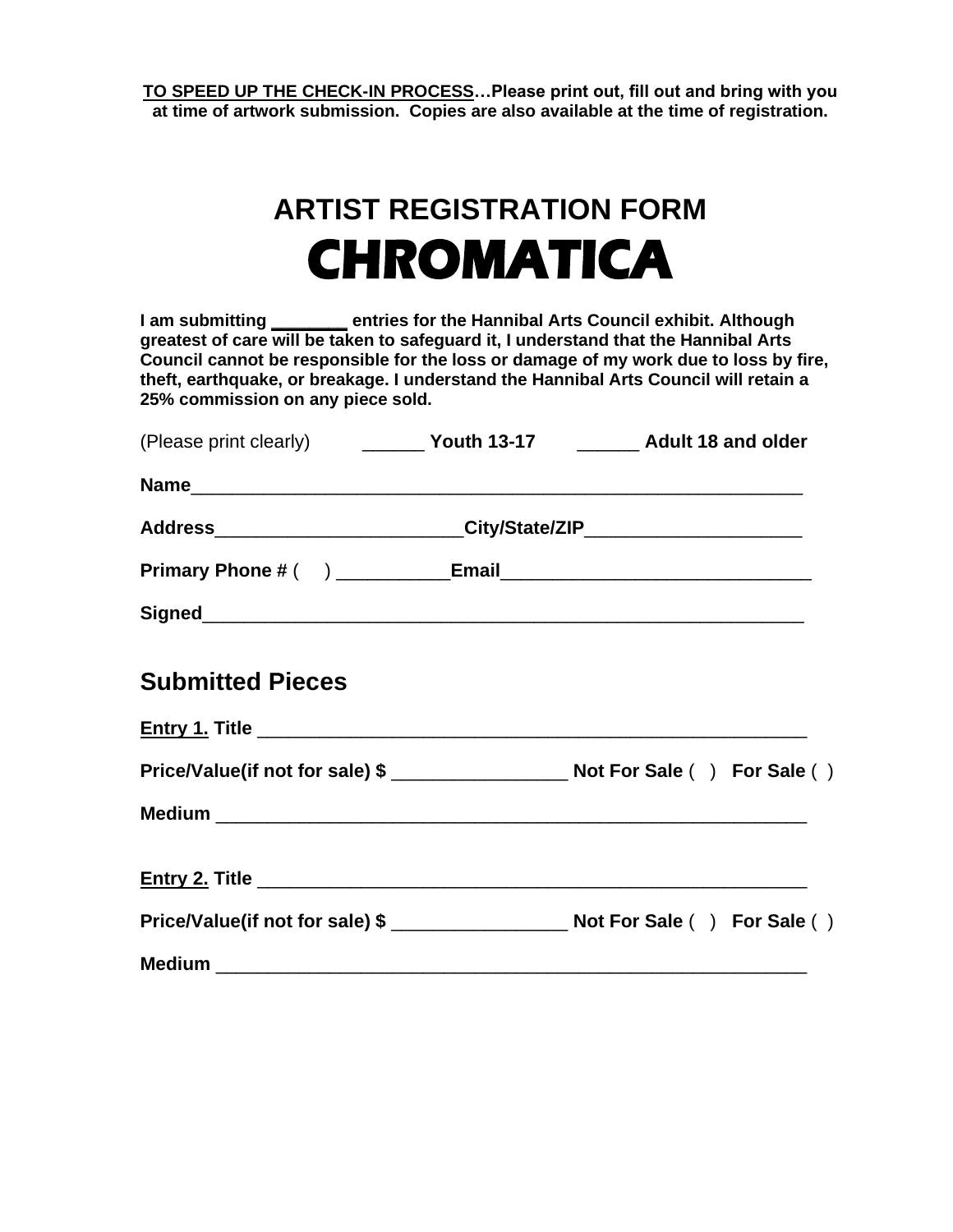**<u>TO SPEED UP THE CHECK-IN PROCESS</u>…Please print out, fill out and bring with you at time of artwork submission. Copies are also available at the time of registration.**

# ARTIST REGISTRATION FORM

# CHROMATICA

**I am submitting ________ entries for the Hannibal Arts Council exhibit. Although greatest of care will be taken to safeguard it, I understand that the Hannibal Arts Council cannot be responsible for the loss or damage of my work due to loss by fire, theft, earthquake, or breakage. I understand the Hannibal Arts Council will retain a 25% commission on any piece sold.**

(Please print clearly) ______ **Youth 13-17** ______ **Adult 18 and older**

**Name**____________________________________________________________

**Address**________________________**City/State/ZIP**_____________________

**Primary Phone #** ( ) ___________**Email**______________________________

**Signed**___________________________________________________________

## Submitted Pieces

**<u>Entry 1.</u> Title** ______________________________________________________

**Price/Value(if not for sale) $** _________________ **Not For Sale** ( ) **For Sale** ( )

**Medium** __________________________________________________________

**<u>Entry 2.</u> Title** ______________________________________________________

**Price/Value(if not for sale) $** _________________ **Not For Sale** ( ) **For Sale** ( )

**Medium** __________________________________________________________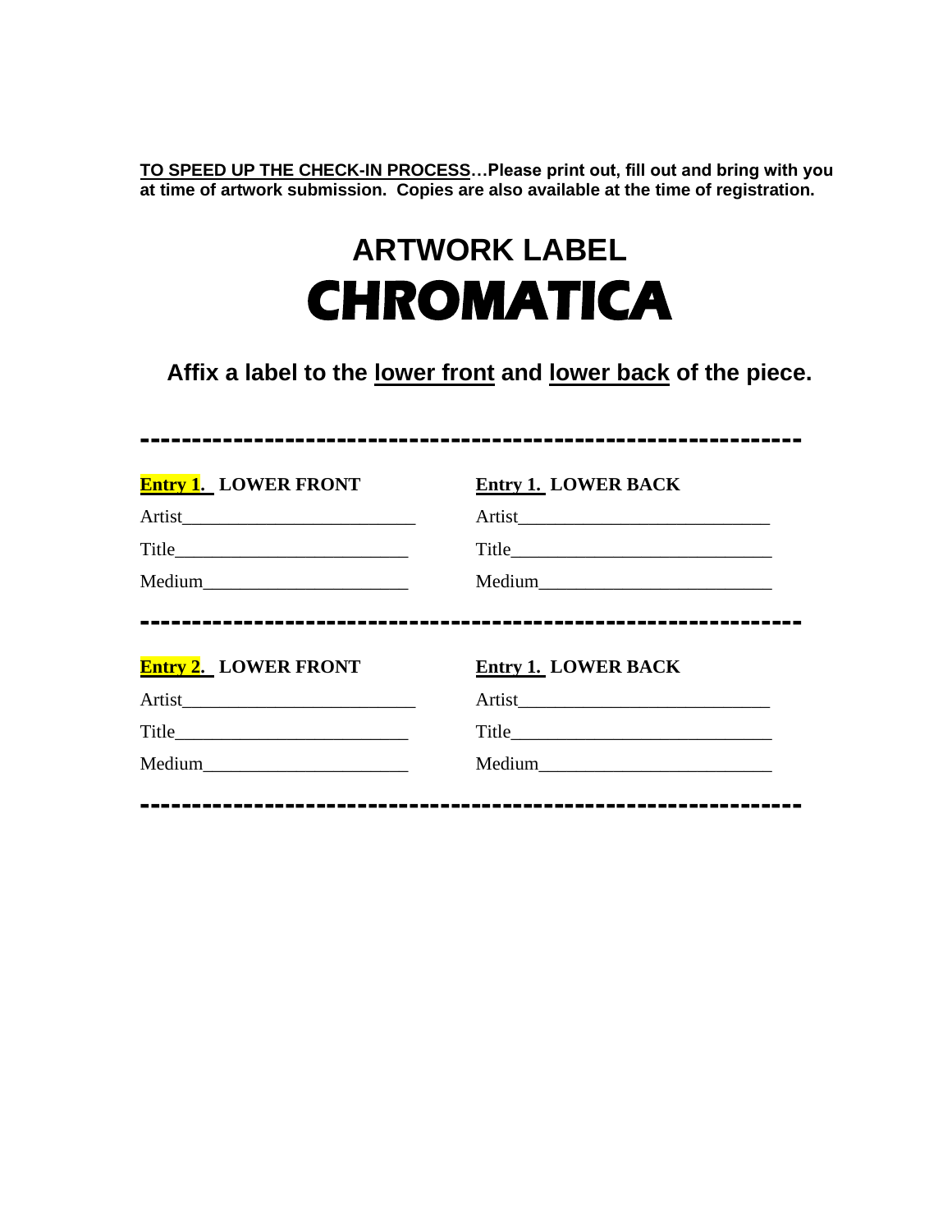**<u>TO SPEED UP THE CHECK-IN PROCESS</u>…Please print out, fill out and bring with you at time of artwork submission. Copies are also available at the time of registration.**

# ARTWORK LABEL
# CHROMATICA

**Affix a label to the <u>lower front</u> and <u>lower back</u> of the piece.**

---

**<u>Entry 1</u>. LOWER FRONT**

Artist________________________

Title_________________________

Medium______________________

**<u>Entry 1.</u> LOWER BACK**

Artist________________________

Title_________________________

Medium______________________

---

**<u>Entry 2</u>. LOWER FRONT**

Artist________________________

Title_________________________

Medium______________________

**<u>Entry 1.</u> LOWER BACK**

Artist________________________

Title_________________________

Medium______________________

---